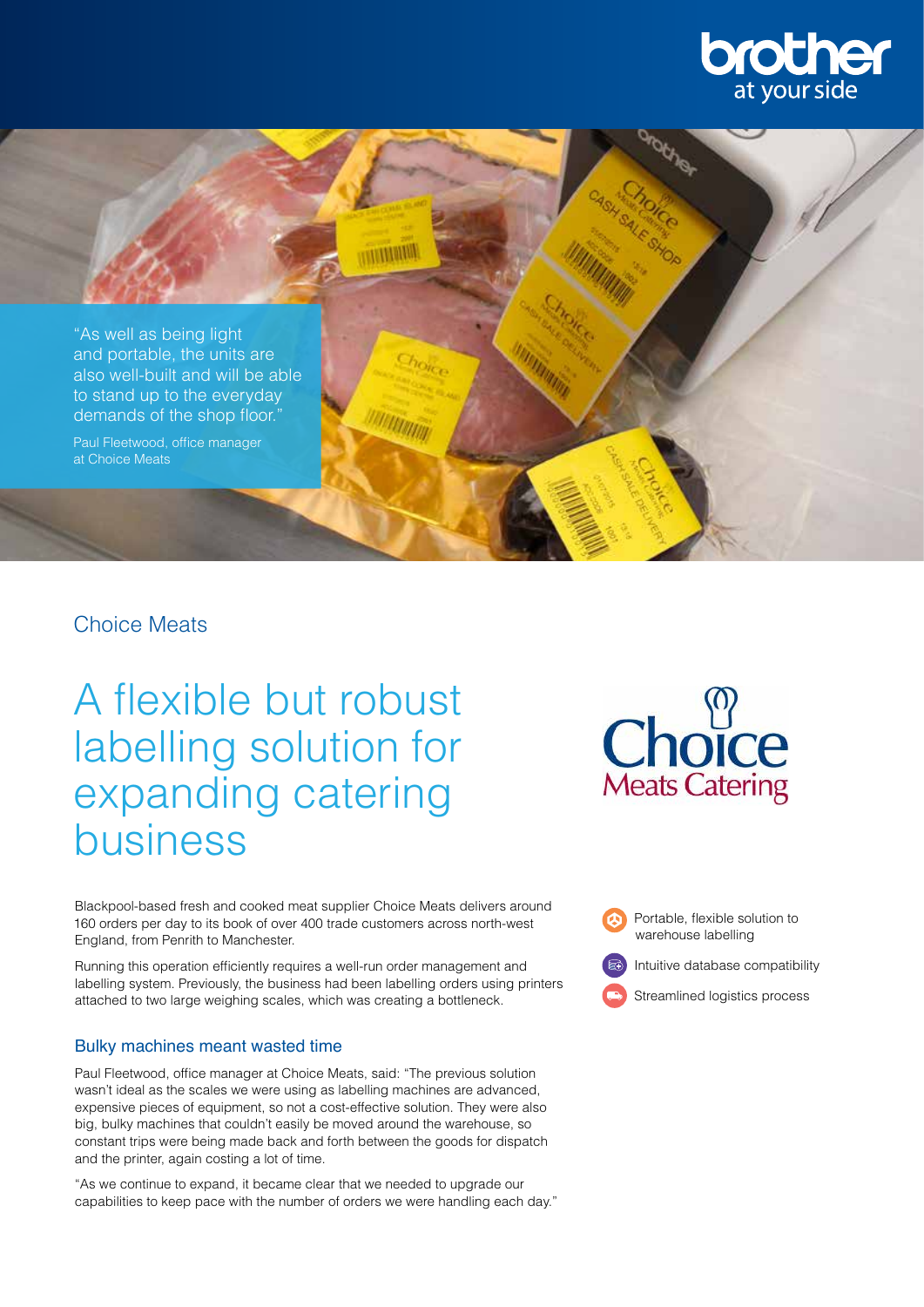brother at your side

"As well as being light and portable, the units are also well-built and will be able to stand up to the everyday demands of the shop floor."

Paul Fleetwood, office manager at Choice Meats

## Choice Meats

# A flexible but robust labelling solution for expanding catering business

Choice Meats Catering

- Portable, flexible solution to warehouse labelling
- Intuitive database compatibility
- Streamlined logistics process

Blackpool-based fresh and cooked meat supplier Choice Meats delivers around 160 orders per day to its book of over 400 trade customers across north-west England, from Penrith to Manchester.

Running this operation efficiently requires a well-run order management and labelling system. Previously, the business had been labelling orders using printers attached to two large weighing scales, which was creating a bottleneck.

### Bulky machines meant wasted time

Paul Fleetwood, office manager at Choice Meats, said: "The previous solution wasn't ideal as the scales we were using as labelling machines are advanced, expensive pieces of equipment, so not a cost-effective solution. They were also big, bulky machines that couldn't easily be moved around the warehouse, so constant trips were being made back and forth between the goods for dispatch and the printer, again costing a lot of time.

"As we continue to expand, it became clear that we needed to upgrade our capabilities to keep pace with the number of orders we were handling each day."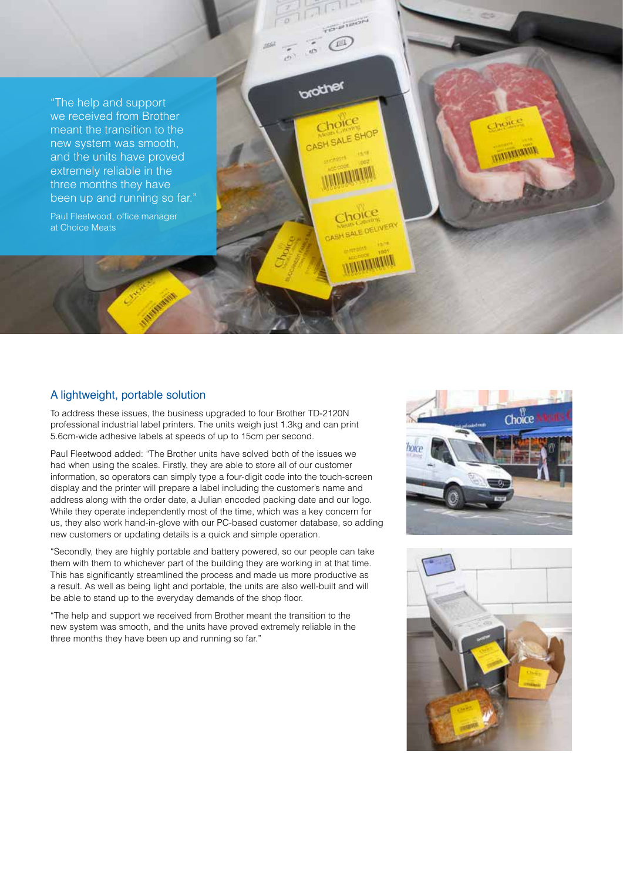"The help and support we received from Brother meant the transition to the new system was smooth, and the units have proved extremely reliable in the three months they have been up and running so far."

Paul Fleetwood, office manager at Choice Meats

## A lightweight, portable solution

To address these issues, the business upgraded to four Brother TD-2120N professional industrial label printers. The units weigh just 1.3kg and can print 5.6cm-wide adhesive labels at speeds of up to 15cm per second.

Paul Fleetwood added: "The Brother units have solved both of the issues we had when using the scales. Firstly, they are able to store all of our customer information, so operators can simply type a four-digit code into the touch-screen display and the printer will prepare a label including the customer's name and address along with the order date, a Julian encoded packing date and our logo. While they operate independently most of the time, which was a key concern for us, they also work hand-in-glove with our PC-based customer database, so adding new customers or updating details is a quick and simple operation.

"Secondly, they are highly portable and battery powered, so our people can take them with them to whichever part of the building they are working in at that time. This has significantly streamlined the process and made us more productive as a result. As well as being light and portable, the units are also well-built and will be able to stand up to the everyday demands of the shop floor.

"The help and support we received from Brother meant the transition to the new system was smooth, and the units have proved extremely reliable in the three months they have been up and running so far."